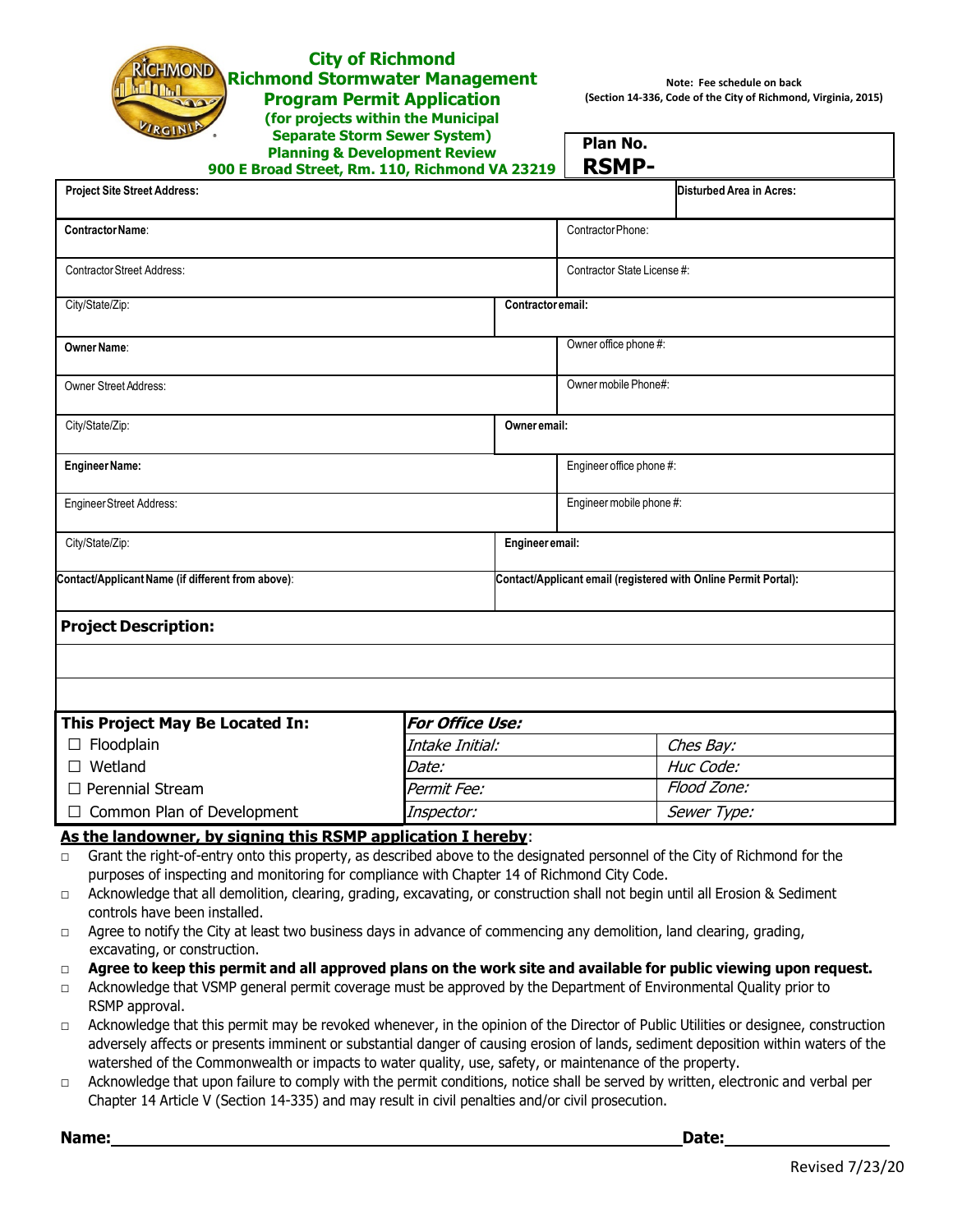# City of Richmond
## Richmond Stormwater Management Program Permit Application
**(for projects within the Municipal Separate Storm Sewer System)**
**Planning & Development Review**
**900 E Broad Street, Rm. 110, Richmond VA 23219**

**Note: Fee schedule on back**
**(Section 14-336, Code of the City of Richmond, Virginia, 2015)**

**Plan No.**
**RSMP-**

| | | |
|---|---|---|
| **Project Site Street Address:** | | **Disturbed Area in Acres:** |
| **Contractor Name:** | Contractor Phone: | |
| Contractor Street Address: | Contractor State License #: | |
| City/State/Zip: | **Contractor email:** | |
| **Owner Name:** | Owner office phone #: | |
| Owner Street Address: | Owner mobile Phone#: | |
| City/State/Zip: | **Owner email:** | |
| **Engineer Name:** | Engineer office phone #: | |
| Engineer Street Address: | Engineer mobile phone #: | |
| City/State/Zip: | **Engineer email:** | |
| **Contact/Applicant Name (if different from above):** | **Contact/Applicant email (registered with Online Permit Portal):** | |

**Project Description:**

| This Project May Be Located In: | *For Office Use:* | |
|---|---|---|
| ☐ Floodplain | *Intake Initial:* | *Ches Bay:* |
| ☐ Wetland | *Date:* | *Huc Code:* |
| ☐ Perennial Stream | *Permit Fee:* | *Flood Zone:* |
| ☐ Common Plan of Development | *Inspector:* | *Sewer Type:* |

**As the landowner, by signing this RSMP application I hereby**:

- ☐ Grant the right-of-entry onto this property, as described above to the designated personnel of the City of Richmond for the purposes of inspecting and monitoring for compliance with Chapter 14 of Richmond City Code.
- ☐ Acknowledge that all demolition, clearing, grading, excavating, or construction shall not begin until all Erosion & Sediment controls have been installed.
- ☐ Agree to notify the City at least two business days in advance of commencing any demolition, land clearing, grading, excavating, or construction.
- ☐ **Agree to keep this permit and all approved plans on the work site and available for public viewing upon request.**
- ☐ Acknowledge that VSMP general permit coverage must be approved by the Department of Environmental Quality prior to RSMP approval.
- ☐ Acknowledge that this permit may be revoked whenever, in the opinion of the Director of Public Utilities or designee, construction adversely affects or presents imminent or substantial danger of causing erosion of lands, sediment deposition within waters of the watershed of the Commonwealth or impacts to water quality, use, safety, or maintenance of the property.
- ☐ Acknowledge that upon failure to comply with the permit conditions, notice shall be served by written, electronic and verbal per Chapter 14 Article V (Section 14-335) and may result in civil penalties and/or civil prosecution.

**Name:**\_\_\_\_\_\_\_\_\_\_\_\_\_\_\_\_\_\_\_\_\_\_\_\_\_\_\_\_\_\_\_\_\_\_\_\_\_\_\_\_ **Date:**\_\_\_\_\_\_\_\_\_\_\_\_\_\_\_\_

Revised 7/23/20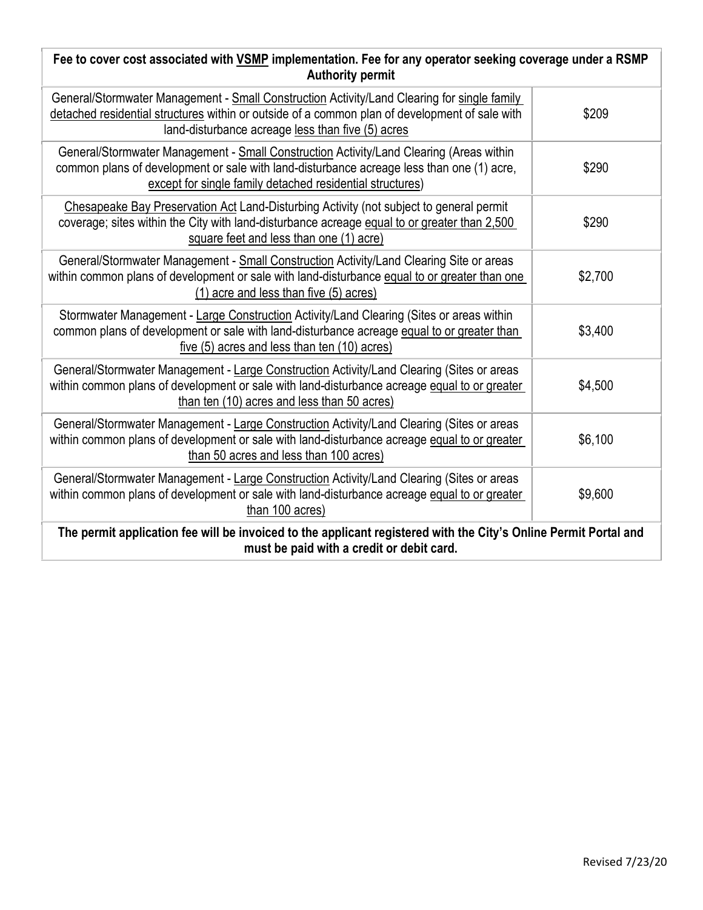| Fee to cover cost associated with VSMP implementation. Fee for any operator seeking coverage under a RSMP Authority permit | |
|---|---|
| General/Stormwater Management - Small Construction Activity/Land Clearing for single family detached residential structures within or outside of a common plan of development of sale with land-disturbance acreage less than five (5) acres | $209 |
| General/Stormwater Management - Small Construction Activity/Land Clearing (Areas within common plans of development or sale with land-disturbance acreage less than one (1) acre, except for single family detached residential structures) | $290 |
| Chesapeake Bay Preservation Act Land-Disturbing Activity (not subject to general permit coverage; sites within the City with land-disturbance acreage equal to or greater than 2,500 square feet and less than one (1) acre) | $290 |
| General/Stormwater Management - Small Construction Activity/Land Clearing Site or areas within common plans of development or sale with land-disturbance equal to or greater than one (1) acre and less than five (5) acres) | $2,700 |
| Stormwater Management - Large Construction Activity/Land Clearing (Sites or areas within common plans of development or sale with land-disturbance acreage equal to or greater than five (5) acres and less than ten (10) acres) | $3,400 |
| General/Stormwater Management - Large Construction Activity/Land Clearing (Sites or areas within common plans of development or sale with land-disturbance acreage equal to or greater than ten (10) acres and less than 50 acres) | $4,500 |
| General/Stormwater Management - Large Construction Activity/Land Clearing (Sites or areas within common plans of development or sale with land-disturbance acreage equal to or greater than 50 acres and less than 100 acres) | $6,100 |
| General/Stormwater Management - Large Construction Activity/Land Clearing (Sites or areas within common plans of development or sale with land-disturbance acreage equal to or greater than 100 acres) | $9,600 |
| **The permit application fee will be invoiced to the applicant registered with the City's Online Permit Portal and must be paid with a credit or debit card.** | |

Revised 7/23/20